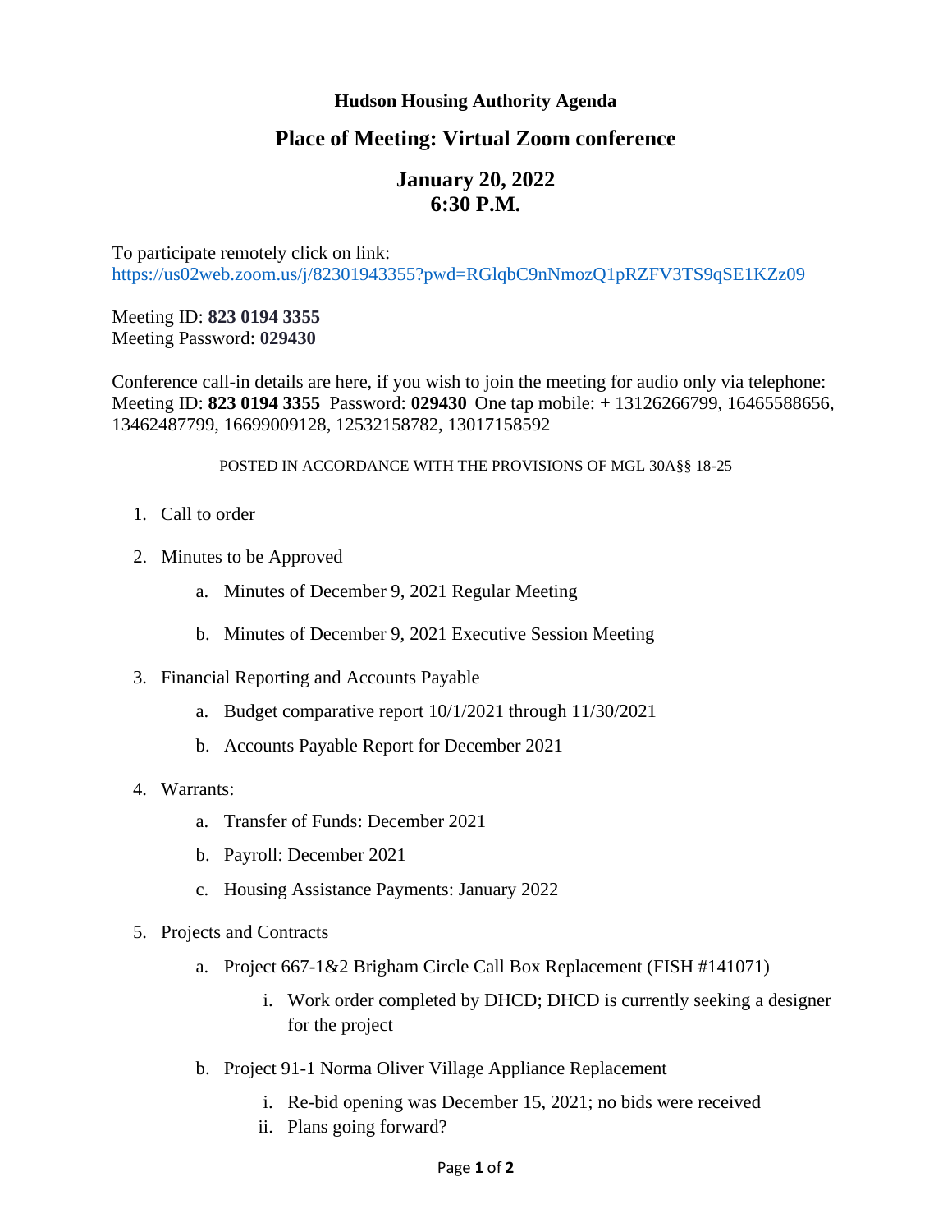**Hudson Housing Authority Agenda**

## Place of Meeting: Virtual Zoom conference

## January 20, 2022
## 6:30 P.M.

To participate remotely click on link:
https://us02web.zoom.us/j/82301943355?pwd=RGlqbC9nNmozQ1pRZFV3TS9qSE1KZz09

Meeting ID: **823 0194 3355**
Meeting Password: **029430**

Conference call-in details are here, if you wish to join the meeting for audio only via telephone: Meeting ID: **823 0194 3355** Password: **029430** One tap mobile: + 13126266799, 16465588656, 13462487799, 16699009128, 12532158782, 13017158592

POSTED IN ACCORDANCE WITH THE PROVISIONS OF MGL 30A§§ 18-25

1. Call to order
2. Minutes to be Approved
   a. Minutes of December 9, 2021 Regular Meeting
   b. Minutes of December 9, 2021 Executive Session Meeting
3. Financial Reporting and Accounts Payable
   a. Budget comparative report 10/1/2021 through 11/30/2021
   b. Accounts Payable Report for December 2021
4. Warrants:
   a. Transfer of Funds: December 2021
   b. Payroll: December 2021
   c. Housing Assistance Payments: January 2022
5. Projects and Contracts
   a. Project 667-1&2 Brigham Circle Call Box Replacement (FISH #141071)
      i. Work order completed by DHCD; DHCD is currently seeking a designer for the project
   b. Project 91-1 Norma Oliver Village Appliance Replacement
      i. Re-bid opening was December 15, 2021; no bids were received
      ii. Plans going forward?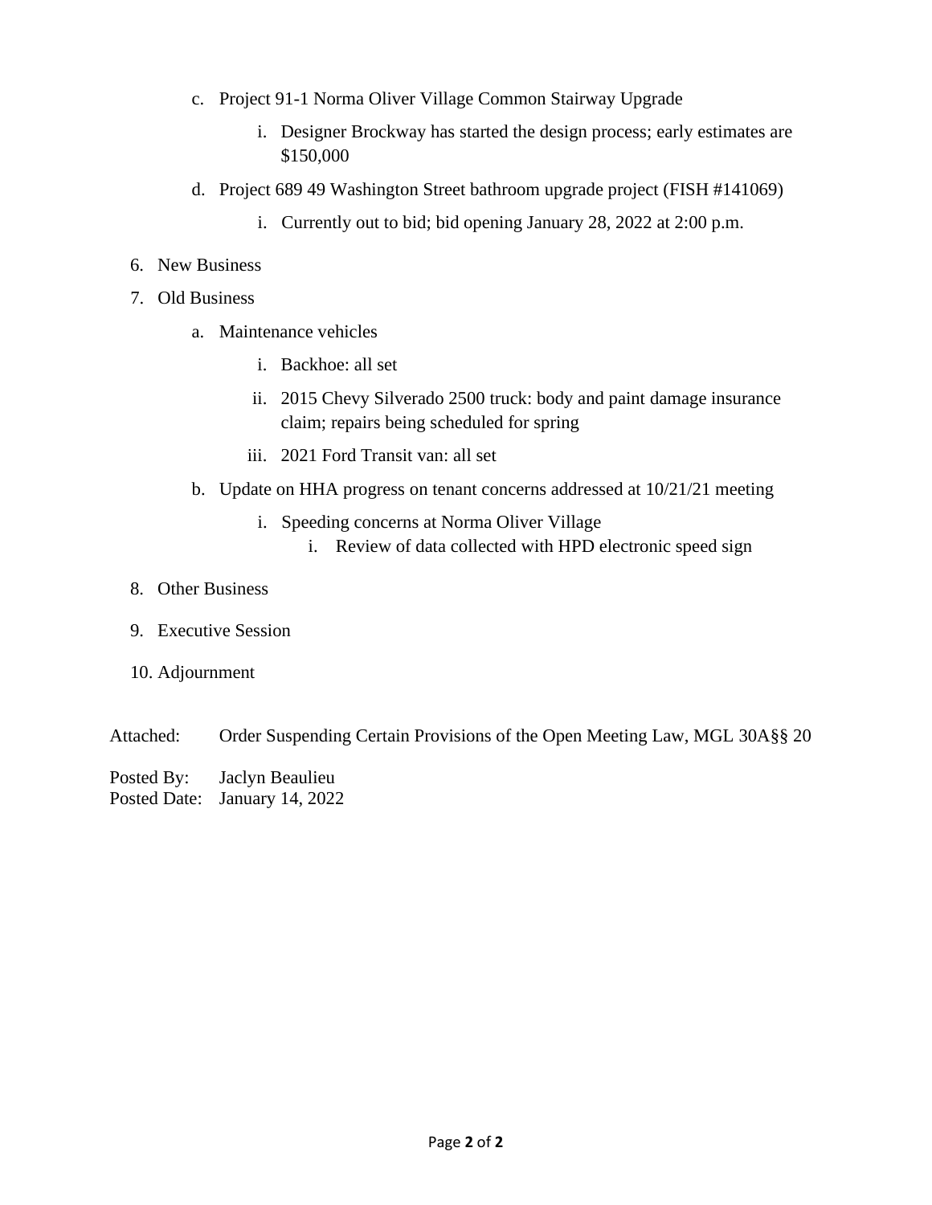c. Project 91-1 Norma Oliver Village Common Stairway Upgrade

    i. Designer Brockway has started the design process; early estimates are $150,000

d. Project 689 49 Washington Street bathroom upgrade project (FISH #141069)

    i. Currently out to bid; bid opening January 28, 2022 at 2:00 p.m.

6. New Business
7. Old Business

    a. Maintenance vehicles

        i. Backhoe: all set
        ii. 2015 Chevy Silverado 2500 truck: body and paint damage insurance claim; repairs being scheduled for spring
        iii. 2021 Ford Transit van: all set

    b. Update on HHA progress on tenant concerns addressed at 10/21/21 meeting

        i. Speeding concerns at Norma Oliver Village

            i. Review of data collected with HPD electronic speed sign

8. Other Business
9. Executive Session
10. Adjournment

Attached: Order Suspending Certain Provisions of the Open Meeting Law, MGL 30A§§ 20

Posted By: Jaclyn Beaulieu
Posted Date: January 14, 2022